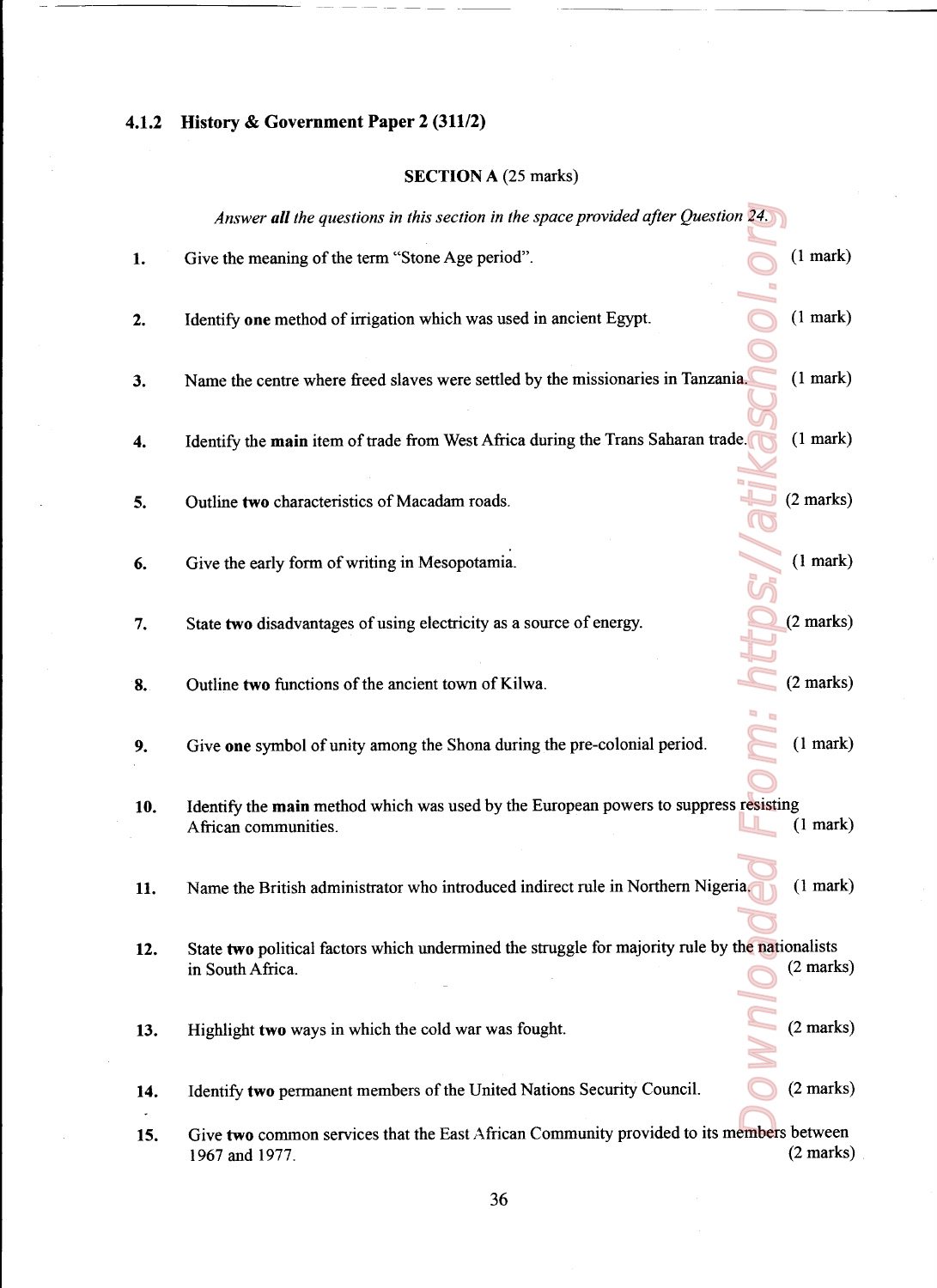## 4.1.2 History & Government Paper 2 (311/2)

### SECTION A (25 marks)

*Answer **all** the questions in this section in the space provided after Question 24.*

1. Give the meaning of the term "Stone Age period". (1 mark)

2. Identify **one** method of irrigation which was used in ancient Egypt. (1 mark)

3. Name the centre where freed slaves were settled by the missionaries in Tanzania. (1 mark)

4. Identify the **main** item of trade from West Africa during the Trans Saharan trade. (1 mark)

5. Outline **two** characteristics of Macadam roads. (2 marks)

6. Give the early form of writing in Mesopotamia. (1 mark)

7. State **two** disadvantages of using electricity as a source of energy. (2 marks)

8. Outline **two** functions of the ancient town of Kilwa. (2 marks)

9. Give **one** symbol of unity among the Shona during the pre-colonial period. (1 mark)

10. Identify the **main** method which was used by the European powers to suppress resisting African communities. (1 mark)

11. Name the British administrator who introduced indirect rule in Northern Nigeria. (1 mark)

12. State **two** political factors which undermined the struggle for majority rule by the nationalists in South Africa. (2 marks)

13. Highlight **two** ways in which the cold war was fought. (2 marks)

14. Identify **two** permanent members of the United Nations Security Council. (2 marks)

15. Give **two** common services that the East African Community provided to its members between 1967 and 1977. (2 marks)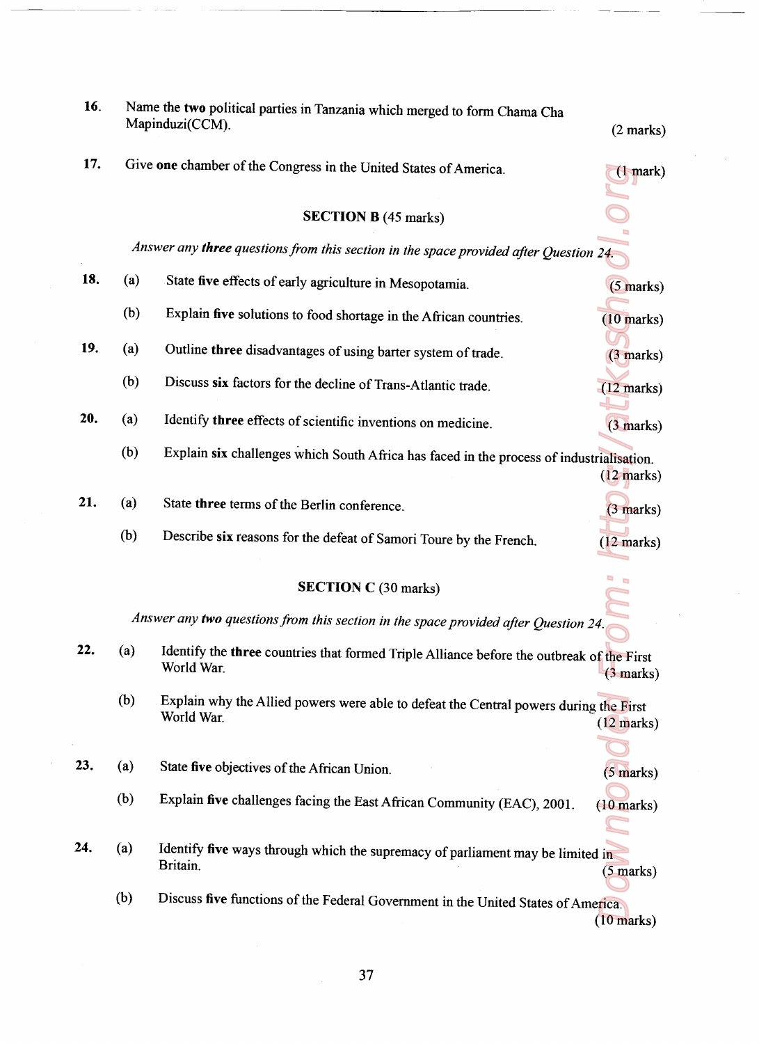16. Name the **two** political parties in Tanzania which merged to form Chama Cha Mapinduzi(CCM). (2 marks)

17. Give **one** chamber of the Congress in the United States of America. (1 mark)

## SECTION B (45 marks)

*Answer any* ***three*** *questions from this section in the space provided after Question 24.*

18. (a) State **five** effects of early agriculture in Mesopotamia. (5 marks)

    (b) Explain **five** solutions to food shortage in the African countries. (10 marks)

19. (a) Outline **three** disadvantages of using barter system of trade. (3 marks)

    (b) Discuss **six** factors for the decline of Trans-Atlantic trade. (12 marks)

20. (a) Identify **three** effects of scientific inventions on medicine. (3 marks)

    (b) Explain **six** challenges which South Africa has faced in the process of industrialisation. (12 marks)

21. (a) State **three** terms of the Berlin conference. (3 marks)

    (b) Describe **six** reasons for the defeat of Samori Toure by the French. (12 marks)

## SECTION C (30 marks)

*Answer any* ***two*** *questions from this section in the space provided after Question 24.*

22. (a) Identify the **three** countries that formed Triple Alliance before the outbreak of the First World War. (3 marks)

    (b) Explain why the Allied powers were able to defeat the Central powers during the First World War. (12 marks)

23. (a) State **five** objectives of the African Union. (5 marks)

    (b) Explain **five** challenges facing the East African Community (EAC), 2001. (10 marks)

24. (a) Identify **five** ways through which the supremacy of parliament may be limited in Britain. (5 marks)

    (b) Discuss **five** functions of the Federal Government in the United States of America. (10 marks)